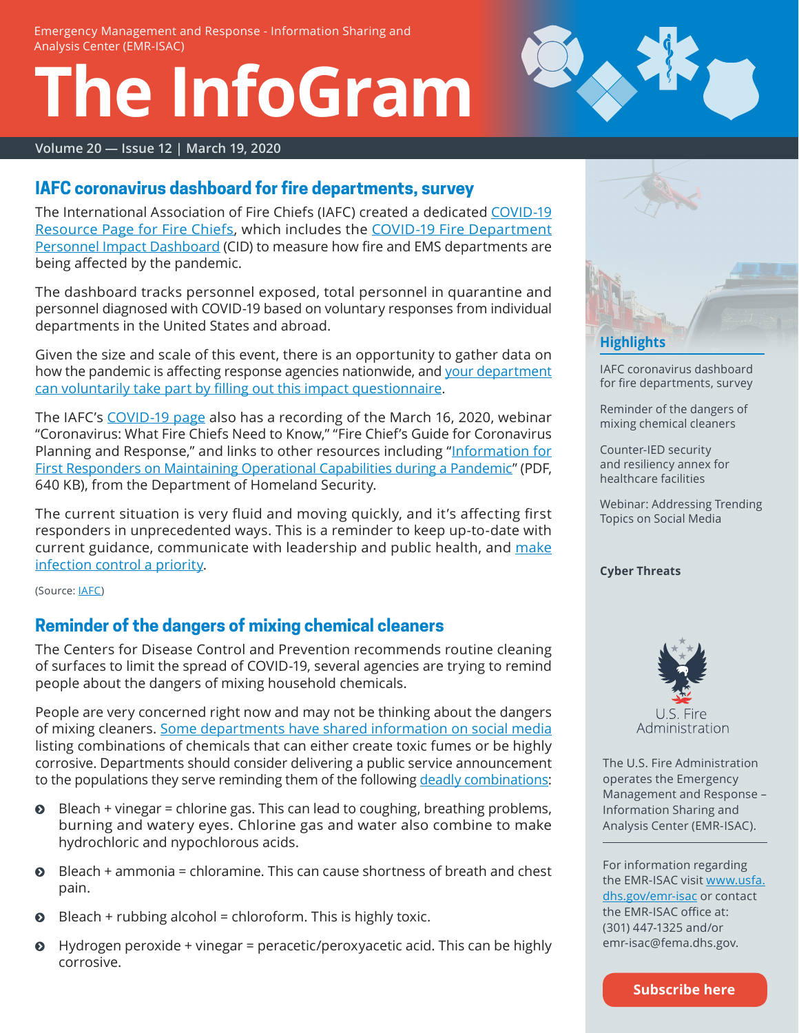Emergency Management and Response - Information Sharing and Analysis Center (EMR-ISAC)

# The InfoGram

Volume 20 — Issue 12 | March 19, 2020

## IAFC coronavirus dashboard for fire departments, survey

The International Association of Fire Chiefs (IAFC) created a dedicated COVID-19 Resource Page for Fire Chiefs, which includes the COVID-19 Fire Department Personnel Impact Dashboard (CID) to measure how fire and EMS departments are being affected by the pandemic.

The dashboard tracks personnel exposed, total personnel in quarantine and personnel diagnosed with COVID-19 based on voluntary responses from individual departments in the United States and abroad.

Given the size and scale of this event, there is an opportunity to gather data on how the pandemic is affecting response agencies nationwide, and your department can voluntarily take part by filling out this impact questionnaire.

The IAFC's COVID-19 page also has a recording of the March 16, 2020, webinar "Coronavirus: What Fire Chiefs Need to Know," "Fire Chief's Guide for Coronavirus Planning and Response," and links to other resources including "Information for First Responders on Maintaining Operational Capabilities during a Pandemic" (PDF, 640 KB), from the Department of Homeland Security.

The current situation is very fluid and moving quickly, and it's affecting first responders in unprecedented ways. This is a reminder to keep up-to-date with current guidance, communicate with leadership and public health, and make infection control a priority.

(Source: IAFC)

## Reminder of the dangers of mixing chemical cleaners

The Centers for Disease Control and Prevention recommends routine cleaning of surfaces to limit the spread of COVID-19, several agencies are trying to remind people about the dangers of mixing household chemicals.

People are very concerned right now and may not be thinking about the dangers of mixing cleaners. Some departments have shared information on social media listing combinations of chemicals that can either create toxic fumes or be highly corrosive. Departments should consider delivering a public service announcement to the populations they serve reminding them of the following deadly combinations:

- Bleach + vinegar = chlorine gas. This can lead to coughing, breathing problems, burning and watery eyes. Chlorine gas and water also combine to make hydrochloric and hypochlorous acids.
- Bleach + ammonia = chloramine. This can cause shortness of breath and chest pain.
- Bleach + rubbing alcohol = chloroform. This is highly toxic.
- Hydrogen peroxide + vinegar = peracetic/peroxyacetic acid. This can be highly corrosive.

### Highlights

IAFC coronavirus dashboard for fire departments, survey

Reminder of the dangers of mixing chemical cleaners

Counter-IED security and resiliency annex for healthcare facilities

Webinar: Addressing Trending Topics on Social Media

**Cyber Threats**

U.S. Fire Administration

The U.S. Fire Administration operates the Emergency Management and Response – Information Sharing and Analysis Center (EMR-ISAC).

For information regarding the EMR-ISAC visit www.usfa.dhs.gov/emr-isac or contact the EMR-ISAC office at: (301) 447-1325 and/or emr-isac@fema.dhs.gov.

**Subscribe here**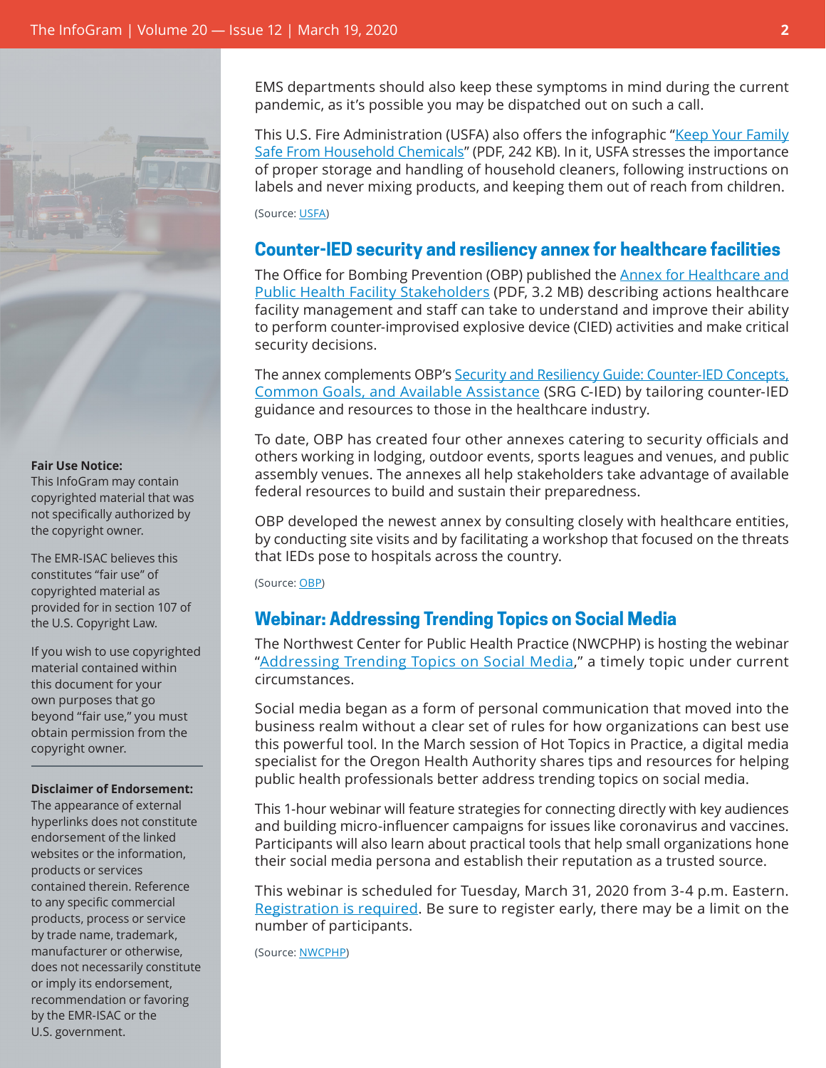EMS departments should also keep these symptoms in mind during the current pandemic, as it's possible you may be dispatched out on such a call.

This U.S. Fire Administration (USFA) also offers the infographic "Keep Your Family Safe From Household Chemicals" (PDF, 242 KB). In it, USFA stresses the importance of proper storage and handling of household cleaners, following instructions on labels and never mixing products, and keeping them out of reach from children.

(Source: USFA)

## Counter-IED security and resiliency annex for healthcare facilities

The Office for Bombing Prevention (OBP) published the Annex for Healthcare and Public Health Facility Stakeholders (PDF, 3.2 MB) describing actions healthcare facility management and staff can take to understand and improve their ability to perform counter-improvised explosive device (CIED) activities and make critical security decisions.

The annex complements OBP's Security and Resiliency Guide: Counter-IED Concepts, Common Goals, and Available Assistance (SRG C-IED) by tailoring counter-IED guidance and resources to those in the healthcare industry.

To date, OBP has created four other annexes catering to security officials and others working in lodging, outdoor events, sports leagues and venues, and public assembly venues. The annexes all help stakeholders take advantage of available federal resources to build and sustain their preparedness.

OBP developed the newest annex by consulting closely with healthcare entities, by conducting site visits and by facilitating a workshop that focused on the threats that IEDs pose to hospitals across the country.

(Source: OBP)

## Webinar: Addressing Trending Topics on Social Media

The Northwest Center for Public Health Practice (NWCPHP) is hosting the webinar "Addressing Trending Topics on Social Media," a timely topic under current circumstances.

Social media began as a form of personal communication that moved into the business realm without a clear set of rules for how organizations can best use this powerful tool. In the March session of Hot Topics in Practice, a digital media specialist for the Oregon Health Authority shares tips and resources for helping public health professionals better address trending topics on social media.

This 1-hour webinar will feature strategies for connecting directly with key audiences and building micro-influencer campaigns for issues like coronavirus and vaccines. Participants will also learn about practical tools that help small organizations hone their social media persona and establish their reputation as a trusted source.

This webinar is scheduled for Tuesday, March 31, 2020 from 3-4 p.m. Eastern. Registration is required. Be sure to register early, there may be a limit on the number of participants.

(Source: NWCPHP)

**Fair Use Notice:**
This InfoGram may contain copyrighted material that was not specifically authorized by the copyright owner.

The EMR-ISAC believes this constitutes "fair use" of copyrighted material as provided for in section 107 of the U.S. Copyright Law.

If you wish to use copyrighted material contained within this document for your own purposes that go beyond "fair use," you must obtain permission from the copyright owner.

**Disclaimer of Endorsement:**
The appearance of external hyperlinks does not constitute endorsement of the linked websites or the information, products or services contained therein. Reference to any specific commercial products, process or service by trade name, trademark, manufacturer or otherwise, does not necessarily constitute or imply its endorsement, recommendation or favoring by the EMR-ISAC or the U.S. government.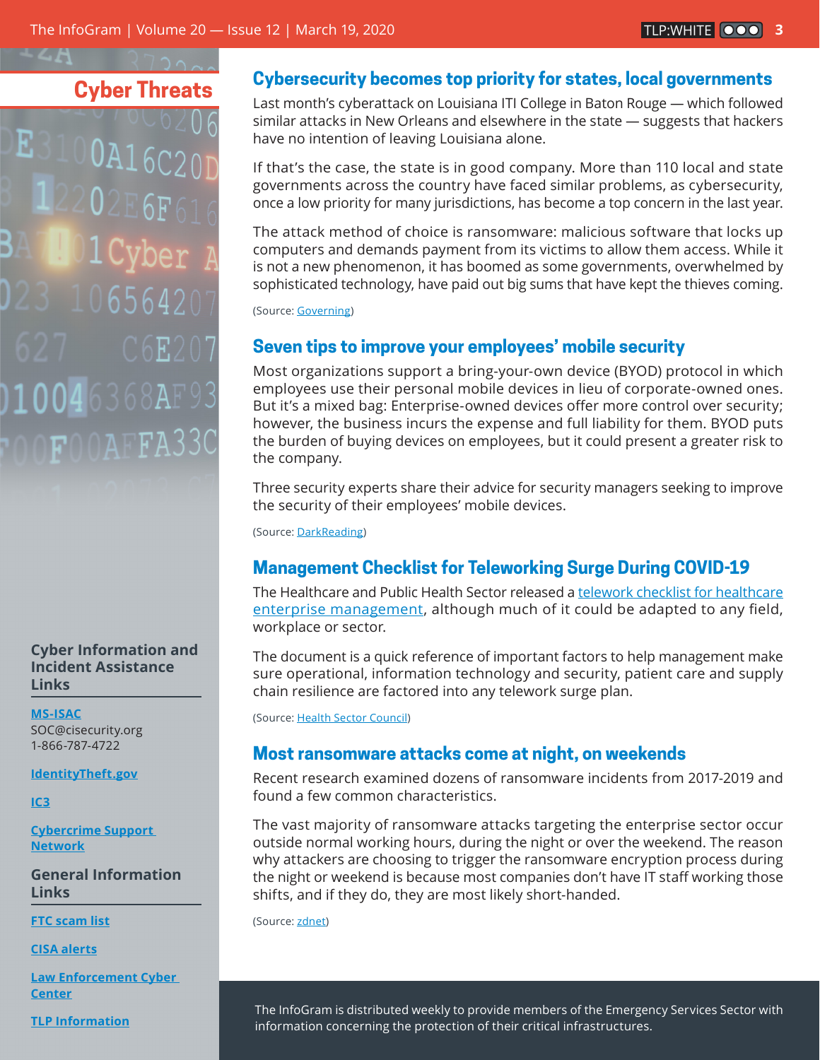# Cyber Threats

## Cybersecurity becomes top priority for states, local governments

Last month's cyberattack on Louisiana ITI College in Baton Rouge — which followed similar attacks in New Orleans and elsewhere in the state — suggests that hackers have no intention of leaving Louisiana alone.

If that's the case, the state is in good company. More than 110 local and state governments across the country have faced similar problems, as cybersecurity, once a low priority for many jurisdictions, has become a top concern in the last year.

The attack method of choice is ransomware: malicious software that locks up computers and demands payment from its victims to allow them access. While it is not a new phenomenon, it has boomed as some governments, overwhelmed by sophisticated technology, have paid out big sums that have kept the thieves coming.

(Source: Governing)

## Seven tips to improve your employees' mobile security

Most organizations support a bring-your-own device (BYOD) protocol in which employees use their personal mobile devices in lieu of corporate-owned ones. But it's a mixed bag: Enterprise-owned devices offer more control over security; however, the business incurs the expense and full liability for them. BYOD puts the burden of buying devices on employees, but it could present a greater risk to the company.

Three security experts share their advice for security managers seeking to improve the security of their employees' mobile devices.

(Source: DarkReading)

## Management Checklist for Teleworking Surge During COVID-19

The Healthcare and Public Health Sector released a telework checklist for healthcare enterprise management, although much of it could be adapted to any field, workplace or sector.

The document is a quick reference of important factors to help management make sure operational, information technology and security, patient care and supply chain resilience are factored into any telework surge plan.

(Source: Health Sector Council)

## Most ransomware attacks come at night, on weekends

Recent research examined dozens of ransomware incidents from 2017-2019 and found a few common characteristics.

The vast majority of ransomware attacks targeting the enterprise sector occur outside normal working hours, during the night or over the weekend. The reason why attackers are choosing to trigger the ransomware encryption process during the night or weekend is because most companies don't have IT staff working those shifts, and if they do, they are most likely short-handed.

(Source: zdnet)

### Cyber Information and Incident Assistance Links

MS-ISAC
SOC@cisecurity.org
1-866-787-4722

IdentityTheft.gov

IC3

Cybercrime Support Network

### General Information Links

FTC scam list

CISA alerts

Law Enforcement Cyber Center

TLP Information

The InfoGram is distributed weekly to provide members of the Emergency Services Sector with information concerning the protection of their critical infrastructures.